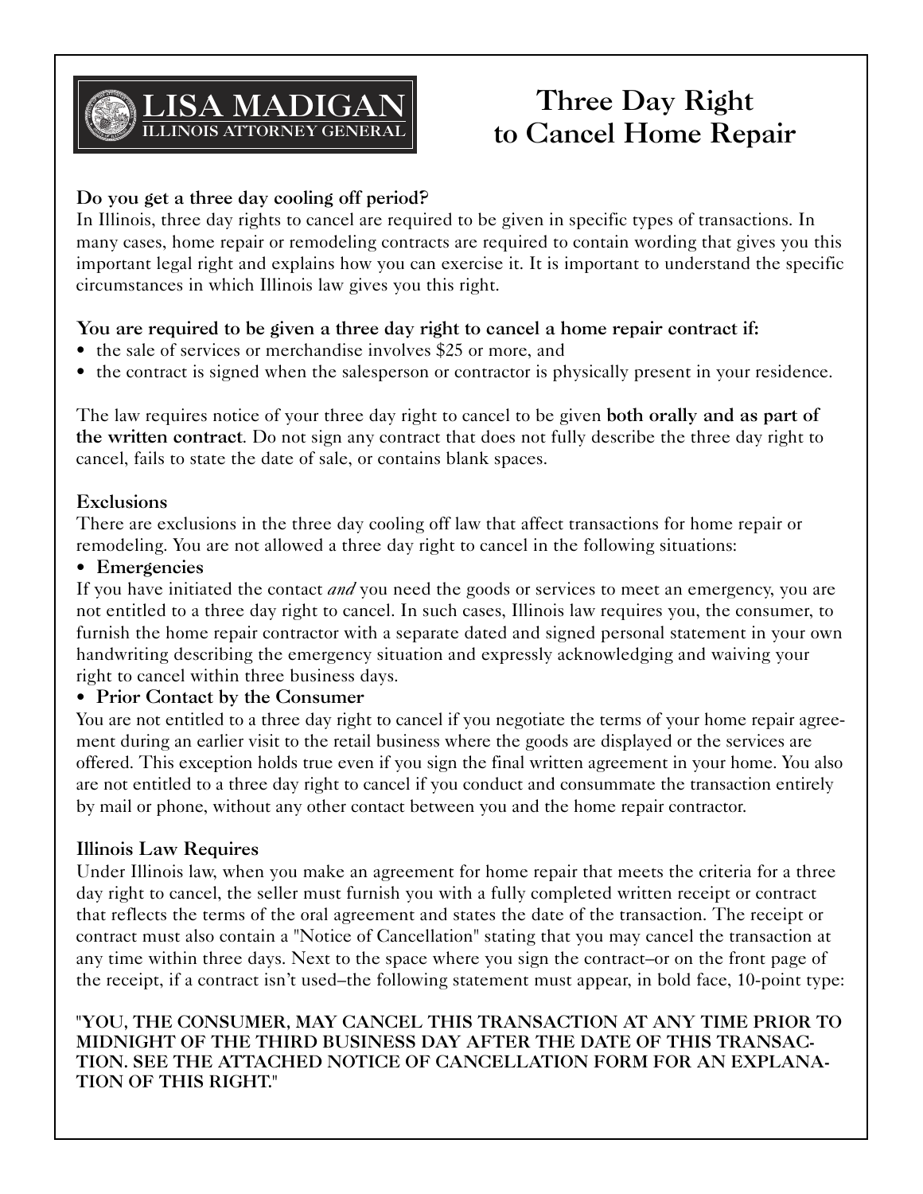LISA MADIGAN
ILLINOIS ATTORNEY GENERAL

# Three Day Right to Cancel Home Repair

**Do you get a three day cooling off period?**

In Illinois, three day rights to cancel are required to be given in specific types of transactions. In many cases, home repair or remodeling contracts are required to contain wording that gives you this important legal right and explains how you can exercise it. It is important to understand the specific circumstances in which Illinois law gives you this right.

**You are required to be given a three day right to cancel a home repair contract if:**

- the sale of services or merchandise involves $25 or more, and
- the contract is signed when the salesperson or contractor is physically present in your residence.

The law requires notice of your three day right to cancel to be given **both orally and as part of the written contract**. Do not sign any contract that does not fully describe the three day right to cancel, fails to state the date of sale, or contains blank spaces.

**Exclusions**

There are exclusions in the three day cooling off law that affect transactions for home repair or remodeling. You are not allowed a three day right to cancel in the following situations:

- **Emergencies**

If you have initiated the contact *and* you need the goods or services to meet an emergency, you are not entitled to a three day right to cancel. In such cases, Illinois law requires you, the consumer, to furnish the home repair contractor with a separate dated and signed personal statement in your own handwriting describing the emergency situation and expressly acknowledging and waiving your right to cancel within three business days.

- **Prior Contact by the Consumer**

You are not entitled to a three day right to cancel if you negotiate the terms of your home repair agreement during an earlier visit to the retail business where the goods are displayed or the services are offered. This exception holds true even if you sign the final written agreement in your home. You also are not entitled to a three day right to cancel if you conduct and consummate the transaction entirely by mail or phone, without any other contact between you and the home repair contractor.

**Illinois Law Requires**

Under Illinois law, when you make an agreement for home repair that meets the criteria for a three day right to cancel, the seller must furnish you with a fully completed written receipt or contract that reflects the terms of the oral agreement and states the date of the transaction. The receipt or contract must also contain a "Notice of Cancellation" stating that you may cancel the transaction at any time within three days. Next to the space where you sign the contract–or on the front page of the receipt, if a contract isn't used–the following statement must appear, in bold face, 10-point type:

**"YOU, THE CONSUMER, MAY CANCEL THIS TRANSACTION AT ANY TIME PRIOR TO MIDNIGHT OF THE THIRD BUSINESS DAY AFTER THE DATE OF THIS TRANSACTION. SEE THE ATTACHED NOTICE OF CANCELLATION FORM FOR AN EXPLANATION OF THIS RIGHT."**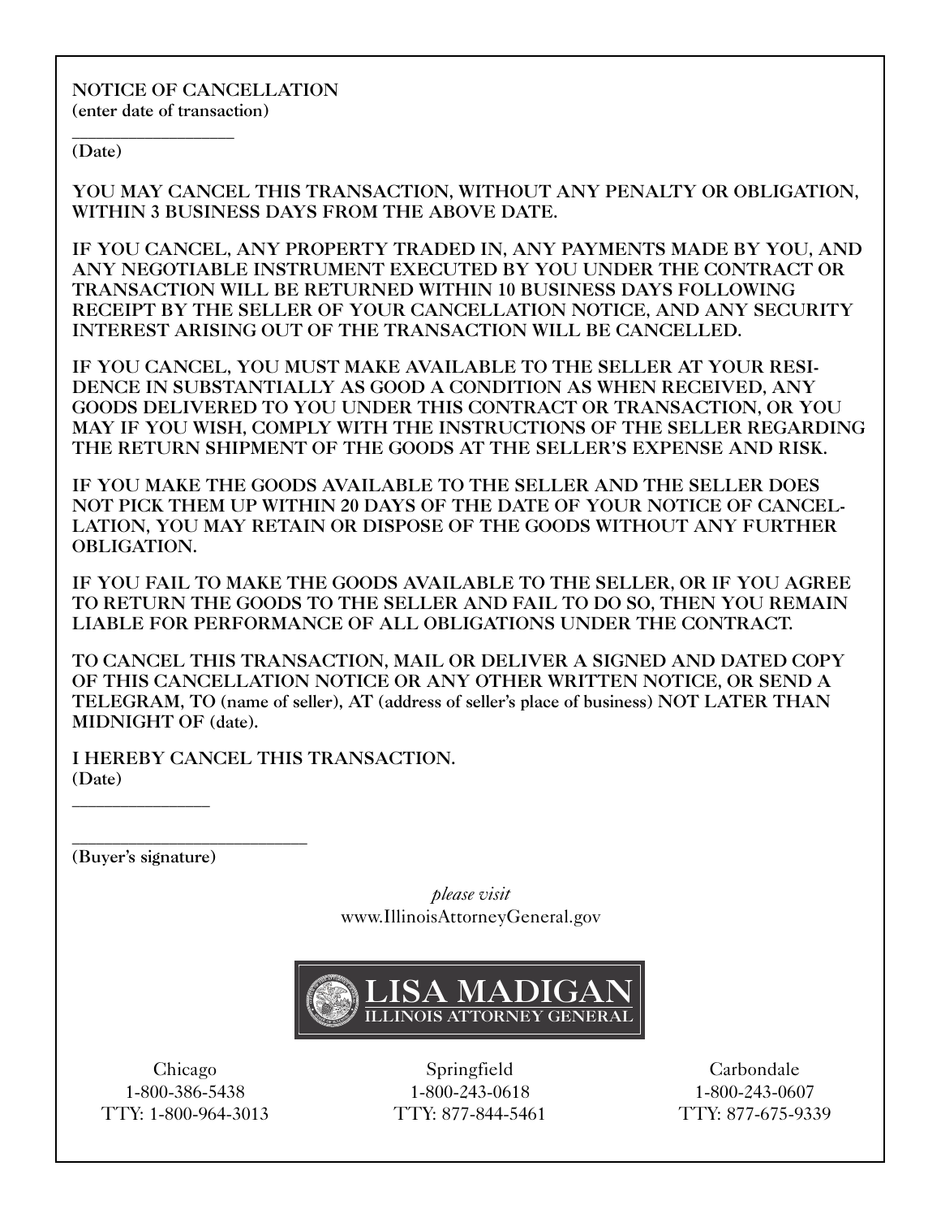NOTICE OF CANCELLATION
(enter date of transaction)

\_\_\_\_\_\_\_\_\_\_\_\_\_\_\_\_\_\_
(Date)

YOU MAY CANCEL THIS TRANSACTION, WITHOUT ANY PENALTY OR OBLIGATION, WITHIN 3 BUSINESS DAYS FROM THE ABOVE DATE.

IF YOU CANCEL, ANY PROPERTY TRADED IN, ANY PAYMENTS MADE BY YOU, AND ANY NEGOTIABLE INSTRUMENT EXECUTED BY YOU UNDER THE CONTRACT OR TRANSACTION WILL BE RETURNED WITHIN 10 BUSINESS DAYS FOLLOWING RECEIPT BY THE SELLER OF YOUR CANCELLATION NOTICE, AND ANY SECURITY INTEREST ARISING OUT OF THE TRANSACTION WILL BE CANCELLED.

IF YOU CANCEL, YOU MUST MAKE AVAILABLE TO THE SELLER AT YOUR RESIDENCE IN SUBSTANTIALLY AS GOOD A CONDITION AS WHEN RECEIVED, ANY GOODS DELIVERED TO YOU UNDER THIS CONTRACT OR TRANSACTION, OR YOU MAY IF YOU WISH, COMPLY WITH THE INSTRUCTIONS OF THE SELLER REGARDING THE RETURN SHIPMENT OF THE GOODS AT THE SELLER'S EXPENSE AND RISK.

IF YOU MAKE THE GOODS AVAILABLE TO THE SELLER AND THE SELLER DOES NOT PICK THEM UP WITHIN 20 DAYS OF THE DATE OF YOUR NOTICE OF CANCELLATION, YOU MAY RETAIN OR DISPOSE OF THE GOODS WITHOUT ANY FURTHER OBLIGATION.

IF YOU FAIL TO MAKE THE GOODS AVAILABLE TO THE SELLER, OR IF YOU AGREE TO RETURN THE GOODS TO THE SELLER AND FAIL TO DO SO, THEN YOU REMAIN LIABLE FOR PERFORMANCE OF ALL OBLIGATIONS UNDER THE CONTRACT.

TO CANCEL THIS TRANSACTION, MAIL OR DELIVER A SIGNED AND DATED COPY OF THIS CANCELLATION NOTICE OR ANY OTHER WRITTEN NOTICE, OR SEND A TELEGRAM, TO (name of seller), AT (address of seller's place of business) NOT LATER THAN MIDNIGHT OF (date).

I HEREBY CANCEL THIS TRANSACTION.
(Date)

\_\_\_\_\_\_\_\_\_\_\_\_\_\_\_\_

\_\_\_\_\_\_\_\_\_\_\_\_\_\_\_\_\_\_\_\_\_\_\_\_\_\_\_\_
(Buyer's signature)

*please visit*
www.IllinoisAttorneyGeneral.gov

LISA MADIGAN
ILLINOIS ATTORNEY GENERAL

| Chicago | Springfield | Carbondale |
|---|---|---|
| 1-800-386-5438 | 1-800-243-0618 | 1-800-243-0607 |
| TTY: 1-800-964-3013 | TTY: 877-844-5461 | TTY: 877-675-9339 |